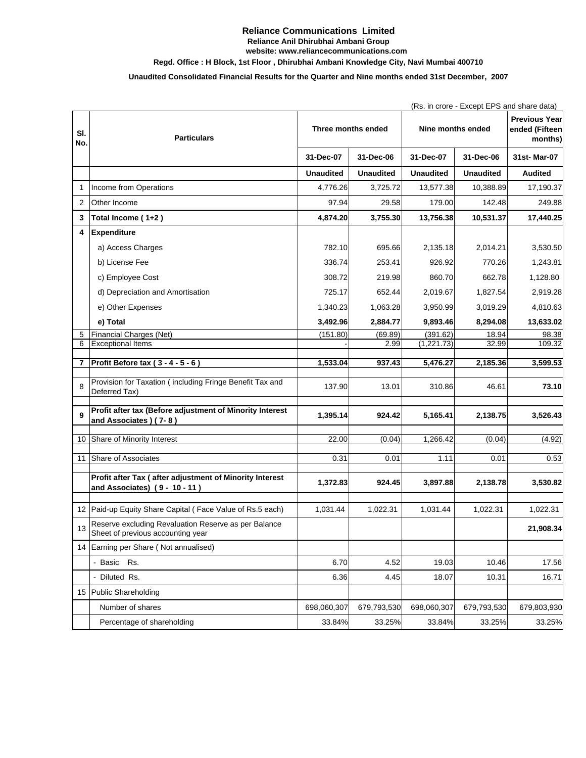# Reliance Communications Limited

**Reliance Anil Dhirubhai Ambani Group**

**website: www.reliancecommunications.com**

**Regd. Office : H Block, 1st Floor , Dhirubhai Ambani Knowledge City, Navi Mumbai 400710**

**Unaudited Consolidated Financial Results for the Quarter and Nine months ended 31st December, 2007**

(Rs. in crore - Except EPS and share data)

| Sl. No. | Particulars | Three months ended | | Nine months ended | | Previous Year ended (Fifteen months) |
|---|---|---|---|---|---|---|
| | | 31-Dec-07 | 31-Dec-06 | 31-Dec-07 | 31-Dec-06 | 31st- Mar-07 |
| | | Unaudited | Unaudited | Unaudited | Unaudited | Audited |
| 1 | Income from Operations | 4,776.26 | 3,725.72 | 13,577.38 | 10,388.89 | 17,190.37 |
| 2 | Other Income | 97.94 | 29.58 | 179.00 | 142.48 | 249.88 |
| **3** | **Total Income ( 1+2 )** | **4,874.20** | **3,755.30** | **13,756.38** | **10,531.37** | **17,440.25** |
| **4** | **Expenditure** | | | | | |
| | a) Access Charges | 782.10 | 695.66 | 2,135.18 | 2,014.21 | 3,530.50 |
| | b) License Fee | 336.74 | 253.41 | 926.92 | 770.26 | 1,243.81 |
| | c) Employee Cost | 308.72 | 219.98 | 860.70 | 662.78 | 1,128.80 |
| | d) Depreciation and Amortisation | 725.17 | 652.44 | 2,019.67 | 1,827.54 | 2,919.28 |
| | e) Other Expenses | 1,340.23 | 1,063.28 | 3,950.99 | 3,019.29 | 4,810.63 |
| | **e) Total** | **3,492.96** | **2,884.77** | **9,893.46** | **8,294.08** | **13,633.02** |
| 5 | Financial Charges (Net) | (151.80) | (69.89) | (391.62) | 18.94 | 98.38 |
| 6 | Exceptional Items | - | 2.99 | (1,221.73) | 32.99 | 109.32 |
| **7** | **Profit Before tax ( 3 - 4 - 5 - 6 )** | **1,533.04** | **937.43** | **5,476.27** | **2,185.36** | **3,599.53** |
| 8 | Provision for Taxation ( including Fringe Benefit Tax and Deferred Tax) | 137.90 | 13.01 | 310.86 | 46.61 | **73.10** |
| **9** | **Profit after tax (Before adjustment of Minority Interest and Associates ) ( 7- 8 )** | **1,395.14** | **924.42** | **5,165.41** | **2,138.75** | **3,526.43** |
| 10 | Share of Minority Interest | 22.00 | (0.04) | 1,266.42 | (0.04) | (4.92) |
| 11 | Share of Associates | 0.31 | 0.01 | 1.11 | 0.01 | 0.53 |
| | **Profit after Tax ( after adjustment of Minority Interest and Associates) ( 9 - 10 - 11 )** | **1,372.83** | **924.45** | **3,897.88** | **2,138.78** | **3,530.82** |
| 12 | Paid-up Equity Share Capital ( Face Value of Rs.5 each) | 1,031.44 | 1,022.31 | 1,031.44 | 1,022.31 | 1,022.31 |
| 13 | Reserve excluding Revaluation Reserve as per Balance Sheet of previous accounting year | | | | | **21,908.34** |
| 14 | Earning per Share ( Not annualised) | | | | | |
| | - Basic Rs. | 6.70 | 4.52 | 19.03 | 10.46 | 17.56 |
| | - Diluted Rs. | 6.36 | 4.45 | 18.07 | 10.31 | 16.71 |
| 15 | Public Shareholding | | | | | |
| | Number of shares | 698,060,307 | 679,793,530 | 698,060,307 | 679,793,530 | 679,803,930 |
| | Percentage of shareholding | 33.84% | 33.25% | 33.84% | 33.25% | 33.25% |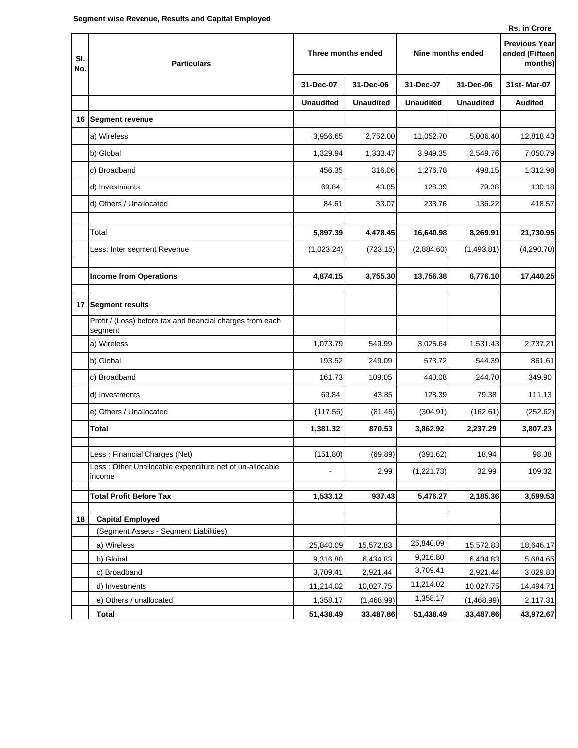**Segment wise Revenue, Results and Capital Employed**

Rs. in Crore

| Sl. No. | Particulars | Three months ended | | Nine months ended | | Previous Year ended (Fifteen months) |
|---|---|---|---|---|---|---|
| | | 31-Dec-07 | 31-Dec-06 | 31-Dec-07 | 31-Dec-06 | 31st- Mar-07 |
| | | Unaudited | Unaudited | Unaudited | Unaudited | Audited |
| 16 | **Segment revenue** | | | | | |
| | a) Wireless | 3,956.65 | 2,752.00 | 11,052.70 | 5,006.40 | 12,818.43 |
| | b) Global | 1,329.94 | 1,333.47 | 3,949.35 | 2,549.76 | 7,050.79 |
| | c) Broadband | 456.35 | 316.06 | 1,276.78 | 498.15 | 1,312.98 |
| | d) Investments | 69.84 | 43.85 | 128.39 | 79.38 | 130.18 |
| | d) Others / Unallocated | 84.61 | 33.07 | 233.76 | 136.22 | 418.57 |
| | Total | **5,897.39** | **4,478.45** | **16,640.98** | **8,269.91** | **21,730.95** |
| | Less: Inter segment Revenue | (1,023.24) | (723.15) | (2,884.60) | (1,493.81) | (4,290.70) |
| | **Income from Operations** | **4,874.15** | **3,755.30** | **13,756.38** | **6,776.10** | **17,440.25** |
| 17 | **Segment results** | | | | | |
| | Profit / (Loss) before tax and financial charges from each segment | | | | | |
| | a) Wireless | 1,073.79 | 549.99 | 3,025.64 | 1,531.43 | 2,737.21 |
| | b) Global | 193.52 | 249.09 | 573.72 | 544.39 | 861.61 |
| | c) Broadband | 161.73 | 109.05 | 440.08 | 244.70 | 349.90 |
| | d) Investments | 69.84 | 43.85 | 128.39 | 79.38 | 111.13 |
| | e) Others / Unallocated | (117.56) | (81.45) | (304.91) | (162.61) | (252.62) |
| | **Total** | **1,381.32** | **870.53** | **3,862.92** | **2,237.29** | **3,807.23** |
| | Less : Financial Charges (Net) | (151.80) | (69.89) | (391.62) | 18.94 | 98.38 |
| | Less : Other Unallocable expenditure net of un-allocable income | - | 2.99 | (1,221.73) | 32.99 | 109.32 |
| | **Total Profit Before Tax** | **1,533.12** | **937.43** | **5,476.27** | **2,185.36** | **3,599.53** |
| 18 | **Capital Employed** | | | | | |
| | (Segment Assets - Segment Liabilities) | | | | | |
| | a) Wireless | 25,840.09 | 15,572.83 | 25,840.09 | 15,572.83 | 18,646.17 |
| | b) Global | 9,316.80 | 6,434.83 | 9,316.80 | 6,434.83 | 5,684.65 |
| | c) Broadband | 3,709.41 | 2,921.44 | 3,709.41 | 2,921.44 | 3,029.83 |
| | d) Investments | 11,214.02 | 10,027.75 | 11,214.02 | 10,027.75 | 14,494.71 |
| | e) Others / unallocated | 1,358.17 | (1,468.99) | 1,358.17 | (1,468.99) | 2,117.31 |
| | **Total** | **51,438.49** | **33,487.86** | **51,438.49** | **33,487.86** | **43,972.67** |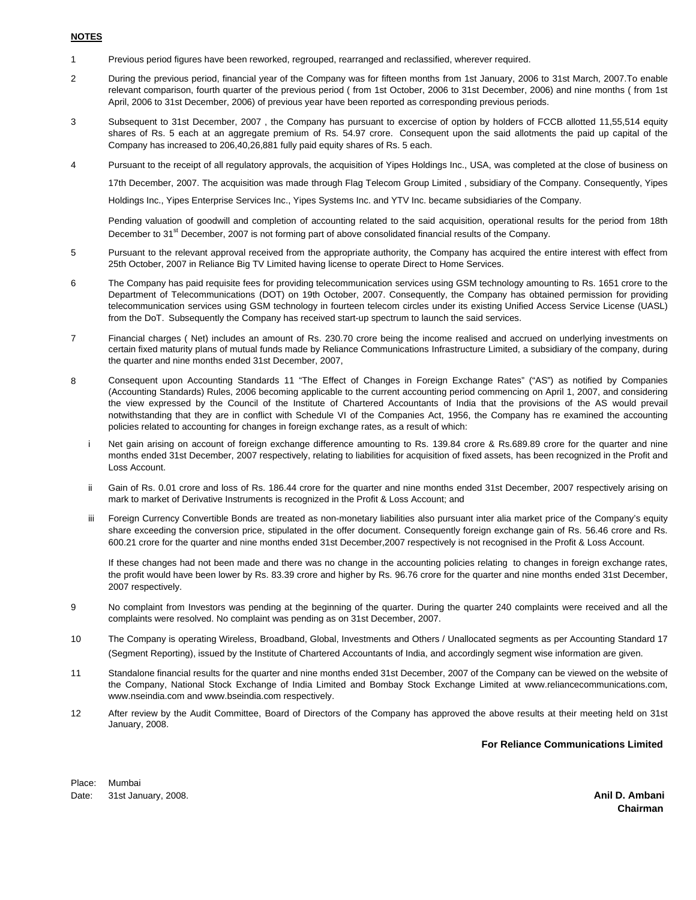**NOTES**

1. Previous period figures have been reworked, regrouped, rearranged and reclassified, wherever required.

2. During the previous period, financial year of the Company was for fifteen months from 1st January, 2006 to 31st March, 2007.To enable relevant comparison, fourth quarter of the previous period ( from 1st October, 2006 to 31st December, 2006) and nine months ( from 1st April, 2006 to 31st December, 2006) of previous year have been reported as corresponding previous periods.

3. Subsequent to 31st December, 2007 , the Company has pursuant to excercise of option by holders of FCCB allotted 11,55,514 equity shares of Rs. 5 each at an aggregate premium of Rs. 54.97 crore. Consequent upon the said allotments the paid up capital of the Company has increased to 206,40,26,881 fully paid equity shares of Rs. 5 each.

4. Pursuant to the receipt of all regulatory approvals, the acquisition of Yipes Holdings Inc., USA, was completed at the close of business on 17th December, 2007. The acquisition was made through Flag Telecom Group Limited , subsidiary of the Company. Consequently, Yipes Holdings Inc., Yipes Enterprise Services Inc., Yipes Systems Inc. and YTV Inc. became subsidiaries of the Company.

   Pending valuation of goodwill and completion of accounting related to the said acquisition, operational results for the period from 18th December to 31st December, 2007 is not forming part of above consolidated financial results of the Company.

5. Pursuant to the relevant approval received from the appropriate authority, the Company has acquired the entire interest with effect from 25th October, 2007 in Reliance Big TV Limited having license to operate Direct to Home Services.

6. The Company has paid requisite fees for providing telecommunication services using GSM technology amounting to Rs. 1651 crore to the Department of Telecommunications (DOT) on 19th October, 2007. Consequently, the Company has obtained permission for providing telecommunication services using GSM technology in fourteen telecom circles under its existing Unified Access Service License (UASL) from the DoT. Subsequently the Company has received start-up spectrum to launch the said services.

7. Financial charges ( Net) includes an amount of Rs. 230.70 crore being the income realised and accrued on underlying investments on certain fixed maturity plans of mutual funds made by Reliance Communications Infrastructure Limited, a subsidiary of the company, during the quarter and nine months ended 31st December, 2007,

8. Consequent upon Accounting Standards 11 “The Effect of Changes in Foreign Exchange Rates” (“AS”) as notified by Companies (Accounting Standards) Rules, 2006 becoming applicable to the current accounting period commencing on April 1, 2007, and considering the view expressed by the Council of the Institute of Chartered Accountants of India that the provisions of the AS would prevail notwithstanding that they are in conflict with Schedule VI of the Companies Act, 1956, the Company has re examined the accounting policies related to accounting for changes in foreign exchange rates, as a result of which:

   i. Net gain arising on account of foreign exchange difference amounting to Rs. 139.84 crore & Rs.689.89 crore for the quarter and nine months ended 31st December, 2007 respectively, relating to liabilities for acquisition of fixed assets, has been recognized in the Profit and Loss Account.

   ii. Gain of Rs. 0.01 crore and loss of Rs. 186.44 crore for the quarter and nine months ended 31st December, 2007 respectively arising on mark to market of Derivative Instruments is recognized in the Profit & Loss Account; and

   iii. Foreign Currency Convertible Bonds are treated as non-monetary liabilities also pursuant inter alia market price of the Company’s equity share exceeding the conversion price, stipulated in the offer document. Consequently foreign exchange gain of Rs. 56.46 crore and Rs. 600.21 crore for the quarter and nine months ended 31st December,2007 respectively is not recognised in the Profit & Loss Account.

   If these changes had not been made and there was no change in the accounting policies relating to changes in foreign exchange rates, the profit would have been lower by Rs. 83.39 crore and higher by Rs. 96.76 crore for the quarter and nine months ended 31st December, 2007 respectively.

9. No complaint from Investors was pending at the beginning of the quarter. During the quarter 240 complaints were received and all the complaints were resolved. No complaint was pending as on 31st December, 2007.

10. The Company is operating Wireless, Broadband, Global, Investments and Others / Unallocated segments as per Accounting Standard 17 (Segment Reporting), issued by the Institute of Chartered Accountants of India, and accordingly segment wise information are given.

11. Standalone financial results for the quarter and nine months ended 31st December, 2007 of the Company can be viewed on the website of the Company, National Stock Exchange of India Limited and Bombay Stock Exchange Limited at www.reliancecommunications.com, www.nseindia.com and www.bseindia.com respectively.

12. After review by the Audit Committee, Board of Directors of the Company has approved the above results at their meeting held on 31st January, 2008.

**For Reliance Communications Limited**

Place: Mumbai
Date: 31st January, 2008.

**Anil D. Ambani**
**Chairman**